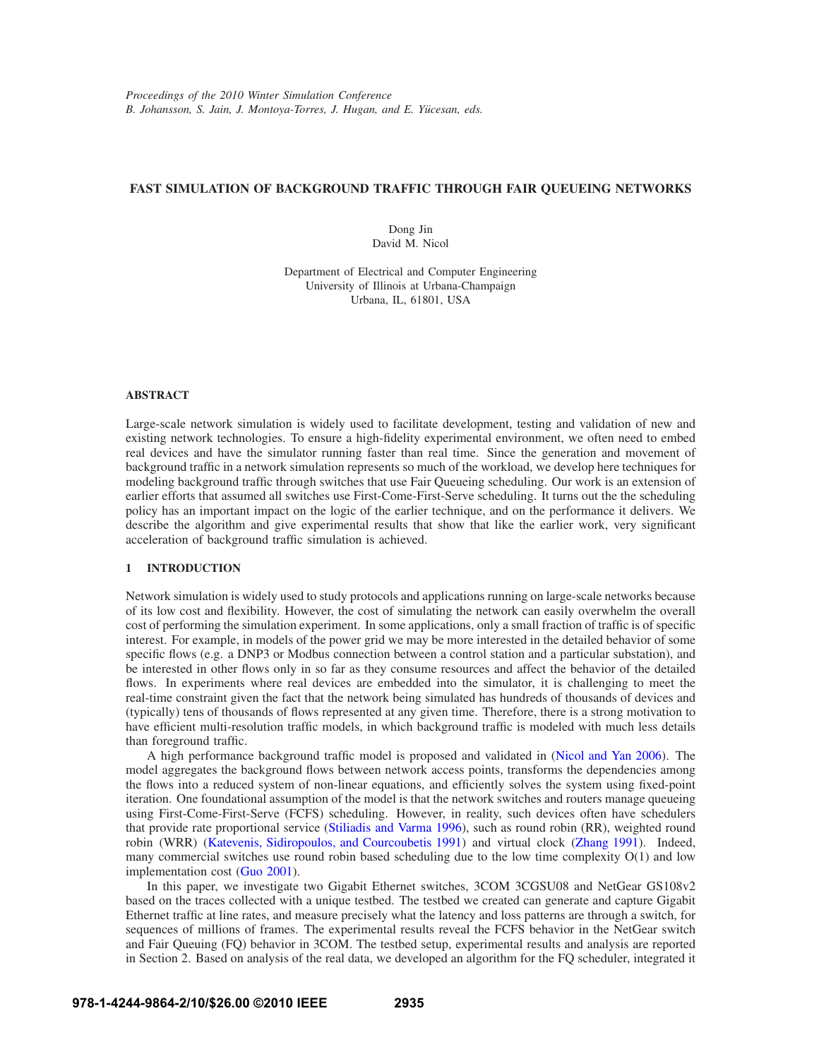*Proceedings of the 2010 Winter Simulation Conference*
*B. Johansson, S. Jain, J. Montoya-Torres, J. Hugan, and E. Yücesan, eds.*

# FAST SIMULATION OF BACKGROUND TRAFFIC THROUGH FAIR QUEUEING NETWORKS

Dong Jin
David M. Nicol

Department of Electrical and Computer Engineering
University of Illinois at Urbana-Champaign
Urbana, IL, 61801, USA

## ABSTRACT

Large-scale network simulation is widely used to facilitate development, testing and validation of new and existing network technologies. To ensure a high-fidelity experimental environment, we often need to embed real devices and have the simulator running faster than real time. Since the generation and movement of background traffic in a network simulation represents so much of the workload, we develop here techniques for modeling background traffic through switches that use Fair Queueing scheduling. Our work is an extension of earlier efforts that assumed all switches use First-Come-First-Serve scheduling. It turns out the the scheduling policy has an important impact on the logic of the earlier technique, and on the performance it delivers. We describe the algorithm and give experimental results that show that like the earlier work, very significant acceleration of background traffic simulation is achieved.

## 1 INTRODUCTION

Network simulation is widely used to study protocols and applications running on large-scale networks because of its low cost and flexibility. However, the cost of simulating the network can easily overwhelm the overall cost of performing the simulation experiment. In some applications, only a small fraction of traffic is of specific interest. For example, in models of the power grid we may be more interested in the detailed behavior of some specific flows (e.g. a DNP3 or Modbus connection between a control station and a particular substation), and be interested in other flows only in so far as they consume resources and affect the behavior of the detailed flows. In experiments where real devices are embedded into the simulator, it is challenging to meet the real-time constraint given the fact that the network being simulated has hundreds of thousands of devices and (typically) tens of thousands of flows represented at any given time. Therefore, there is a strong motivation to have efficient multi-resolution traffic models, in which background traffic is modeled with much less details than foreground traffic.

A high performance background traffic model is proposed and validated in (Nicol and Yan 2006). The model aggregates the background flows between network access points, transforms the dependencies among the flows into a reduced system of non-linear equations, and efficiently solves the system using fixed-point iteration. One foundational assumption of the model is that the network switches and routers manage queueing using First-Come-First-Serve (FCFS) scheduling. However, in reality, such devices often have schedulers that provide rate proportional service (Stiliadis and Varma 1996), such as round robin (RR), weighted round robin (WRR) (Katevenis, Sidiropoulos, and Courcoubetis 1991) and virtual clock (Zhang 1991). Indeed, many commercial switches use round robin based scheduling due to the low time complexity O(1) and low implementation cost (Guo 2001).

In this paper, we investigate two Gigabit Ethernet switches, 3COM 3CGSU08 and NetGear GS108v2 based on the traces collected with a unique testbed. The testbed we created can generate and capture Gigabit Ethernet traffic at line rates, and measure precisely what the latency and loss patterns are through a switch, for sequences of millions of frames. The experimental results reveal the FCFS behavior in the NetGear switch and Fair Queuing (FQ) behavior in 3COM. The testbed setup, experimental results and analysis are reported in Section 2. Based on analysis of the real data, we developed an algorithm for the FQ scheduler, integrated it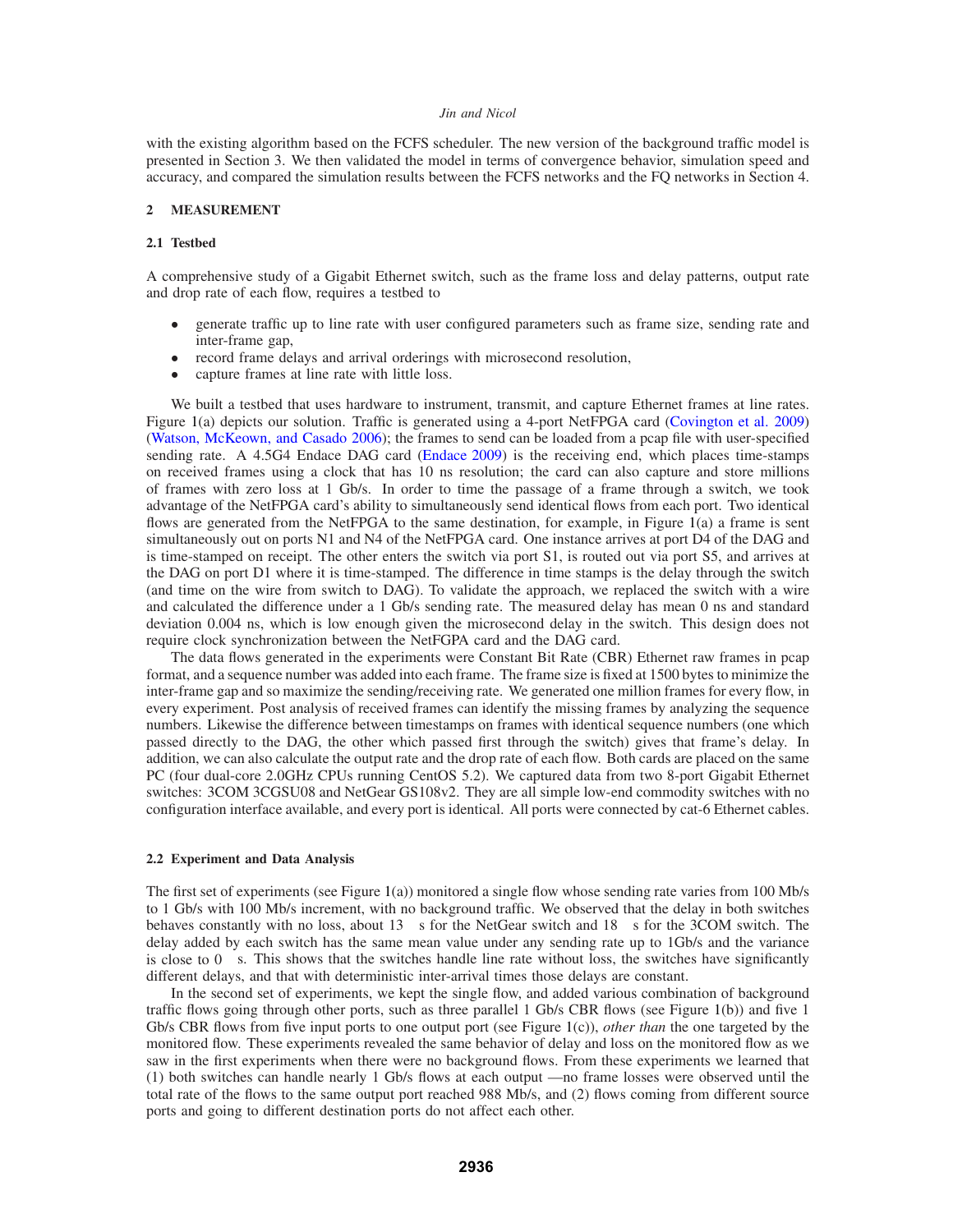with the existing algorithm based on the FCFS scheduler. The new version of the background traffic model is presented in Section 3. We then validated the model in terms of convergence behavior, simulation speed and accuracy, and compared the simulation results between the FCFS networks and the FQ networks in Section 4.

## 2 MEASUREMENT

### 2.1 Testbed

A comprehensive study of a Gigabit Ethernet switch, such as the frame loss and delay patterns, output rate and drop rate of each flow, requires a testbed to

- generate traffic up to line rate with user configured parameters such as frame size, sending rate and inter-frame gap,
- record frame delays and arrival orderings with microsecond resolution,
- capture frames at line rate with little loss.

We built a testbed that uses hardware to instrument, transmit, and capture Ethernet frames at line rates. Figure 1(a) depicts our solution. Traffic is generated using a 4-port NetFPGA card (Covington et al. 2009) (Watson, McKeown, and Casado 2006); the frames to send can be loaded from a pcap file with user-specified sending rate. A 4.5G4 Endace DAG card (Endace 2009) is the receiving end, which places time-stamps on received frames using a clock that has 10 ns resolution; the card can also capture and store millions of frames with zero loss at 1 Gb/s. In order to time the passage of a frame through a switch, we took advantage of the NetFPGA card's ability to simultaneously send identical flows from each port. Two identical flows are generated from the NetFPGA to the same destination, for example, in Figure 1(a) a frame is sent simultaneously out on ports N1 and N4 of the NetFPGA card. One instance arrives at port D4 of the DAG and is time-stamped on receipt. The other enters the switch via port S1, is routed out via port S5, and arrives at the DAG on port D1 where it is time-stamped. The difference in time stamps is the delay through the switch (and time on the wire from switch to DAG). To validate the approach, we replaced the switch with a wire and calculated the difference under a 1 Gb/s sending rate. The measured delay has mean 0 ns and standard deviation 0.004 ns, which is low enough given the microsecond delay in the switch. This design does not require clock synchronization between the NetFGPA card and the DAG card.

The data flows generated in the experiments were Constant Bit Rate (CBR) Ethernet raw frames in pcap format, and a sequence number was added into each frame. The frame size is fixed at 1500 bytes to minimize the inter-frame gap and so maximize the sending/receiving rate. We generated one million frames for every flow, in every experiment. Post analysis of received frames can identify the missing frames by analyzing the sequence numbers. Likewise the difference between timestamps on frames with identical sequence numbers (one which passed directly to the DAG, the other which passed first through the switch) gives that frame's delay. In addition, we can also calculate the output rate and the drop rate of each flow. Both cards are placed on the same PC (four dual-core 2.0GHz CPUs running CentOS 5.2). We captured data from two 8-port Gigabit Ethernet switches: 3COM 3CGSU08 and NetGear GS108v2. They are all simple low-end commodity switches with no configuration interface available, and every port is identical. All ports were connected by cat-6 Ethernet cables.

### 2.2 Experiment and Data Analysis

The first set of experiments (see Figure 1(a)) monitored a single flow whose sending rate varies from 100 Mb/s to 1 Gb/s with 100 Mb/s increment, with no background traffic. We observed that the delay in both switches behaves constantly with no loss, about 13 $\mu$s for the NetGear switch and 18 $\mu$s for the 3COM switch. The delay added by each switch has the same mean value under any sending rate up to 1Gb/s and the variance is close to 0 $\mu$s. This shows that the switches handle line rate without loss, the switches have significantly different delays, and that with deterministic inter-arrival times those delays are constant.

In the second set of experiments, we kept the single flow, and added various combination of background traffic flows going through other ports, such as three parallel 1 Gb/s CBR flows (see Figure 1(b)) and five 1 Gb/s CBR flows from five input ports to one output port (see Figure 1(c)), *other than* the one targeted by the monitored flow. These experiments revealed the same behavior of delay and loss on the monitored flow as we saw in the first experiments when there were no background flows. From these experiments we learned that (1) both switches can handle nearly 1 Gb/s flows at each output —no frame losses were observed until the total rate of the flows to the same output port reached 988 Mb/s, and (2) flows coming from different source ports and going to different destination ports do not affect each other.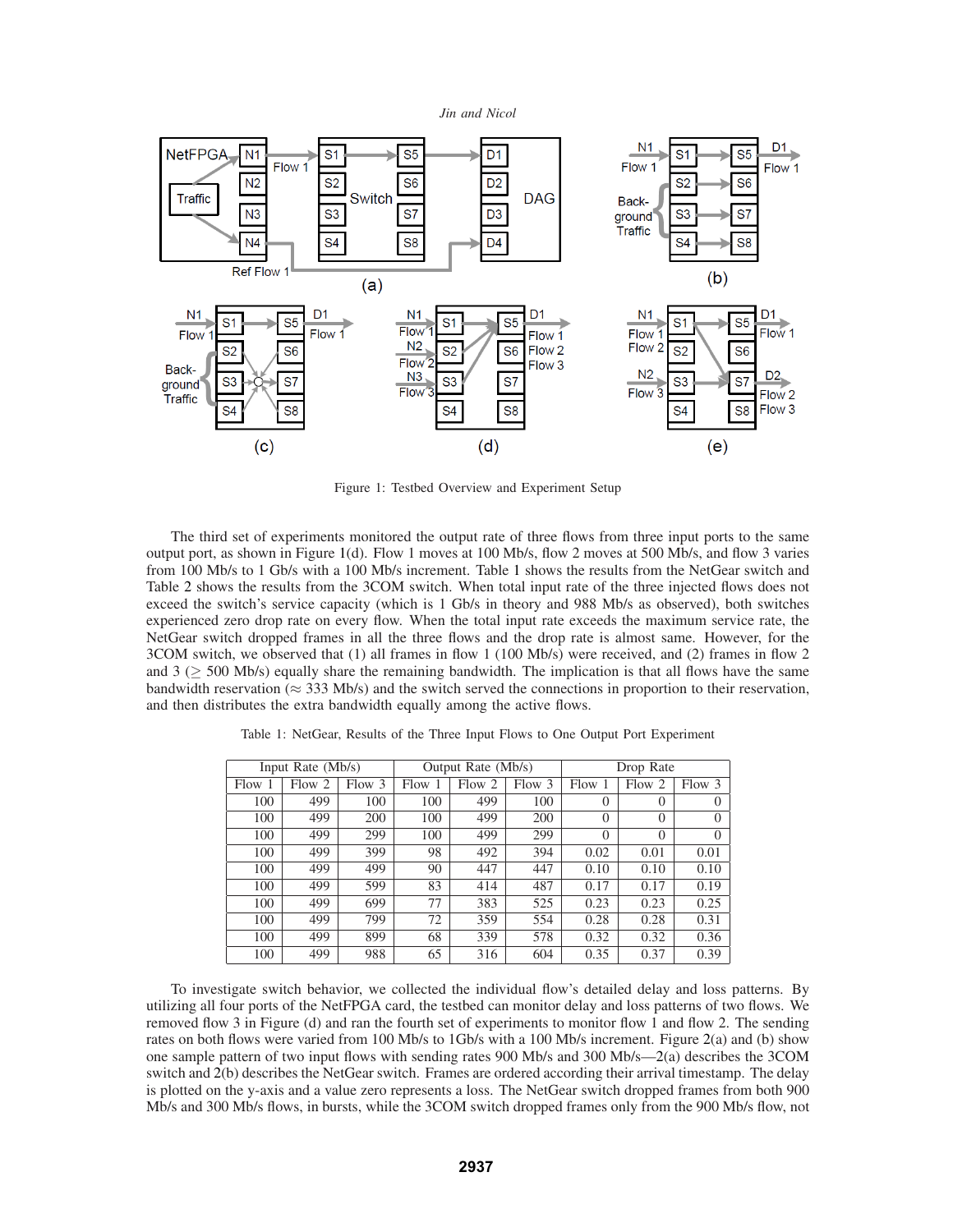Figure 1: Testbed Overview and Experiment Setup

The third set of experiments monitored the output rate of three flows from three input ports to the same output port, as shown in Figure 1(d). Flow 1 moves at 100 Mb/s, flow 2 moves at 500 Mb/s, and flow 3 varies from 100 Mb/s to 1 Gb/s with a 100 Mb/s increment. Table 1 shows the results from the NetGear switch and Table 2 shows the results from the 3COM switch. When total input rate of the three injected flows does not exceed the switch's service capacity (which is 1 Gb/s in theory and 988 Mb/s as observed), both switches experienced zero drop rate on every flow. When the total input rate exceeds the maximum service rate, the NetGear switch dropped frames in all the three flows and the drop rate is almost same. However, for the 3COM switch, we observed that (1) all frames in flow 1 (100 Mb/s) were received, and (2) frames in flow 2 and 3 ($\geq$ 500 Mb/s) equally share the remaining bandwidth. The implication is that all flows have the same bandwidth reservation ($\approx$ 333 Mb/s) and the switch served the connections in proportion to their reservation, and then distributes the extra bandwidth equally among the active flows.

Table 1: NetGear, Results of the Three Input Flows to One Output Port Experiment

| Input Rate (Mb/s) | | | Output Rate (Mb/s) | | | Drop Rate | | |
|---|---|---|---|---|---|---|---|---|
| Flow 1 | Flow 2 | Flow 3 | Flow 1 | Flow 2 | Flow 3 | Flow 1 | Flow 2 | Flow 3 |
| 100 | 499 | 100 | 100 | 499 | 100 | 0 | 0 | 0 |
| 100 | 499 | 200 | 100 | 499 | 200 | 0 | 0 | 0 |
| 100 | 499 | 299 | 100 | 499 | 299 | 0 | 0 | 0 |
| 100 | 499 | 399 | 98 | 492 | 394 | 0.02 | 0.01 | 0.01 |
| 100 | 499 | 499 | 90 | 447 | 447 | 0.10 | 0.10 | 0.10 |
| 100 | 499 | 599 | 83 | 414 | 487 | 0.17 | 0.17 | 0.19 |
| 100 | 499 | 699 | 77 | 383 | 525 | 0.23 | 0.23 | 0.25 |
| 100 | 499 | 799 | 72 | 359 | 554 | 0.28 | 0.28 | 0.31 |
| 100 | 499 | 899 | 68 | 339 | 578 | 0.32 | 0.32 | 0.36 |
| 100 | 499 | 988 | 65 | 316 | 604 | 0.35 | 0.37 | 0.39 |

To investigate switch behavior, we collected the individual flow's detailed delay and loss patterns. By utilizing all four ports of the NetFPGA card, the testbed can monitor delay and loss patterns of two flows. We removed flow 3 in Figure (d) and ran the fourth set of experiments to monitor flow 1 and flow 2. The sending rates on both flows were varied from 100 Mb/s to 1Gb/s with a 100 Mb/s increment. Figure 2(a) and (b) show one sample pattern of two input flows with sending rates 900 Mb/s and 300 Mb/s—2(a) describes the 3COM switch and 2(b) describes the NetGear switch. Frames are ordered according their arrival timestamp. The delay is plotted on the y-axis and a value zero represents a loss. The NetGear switch dropped frames from both 900 Mb/s and 300 Mb/s flows, in bursts, while the 3COM switch dropped frames only from the 900 Mb/s flow, not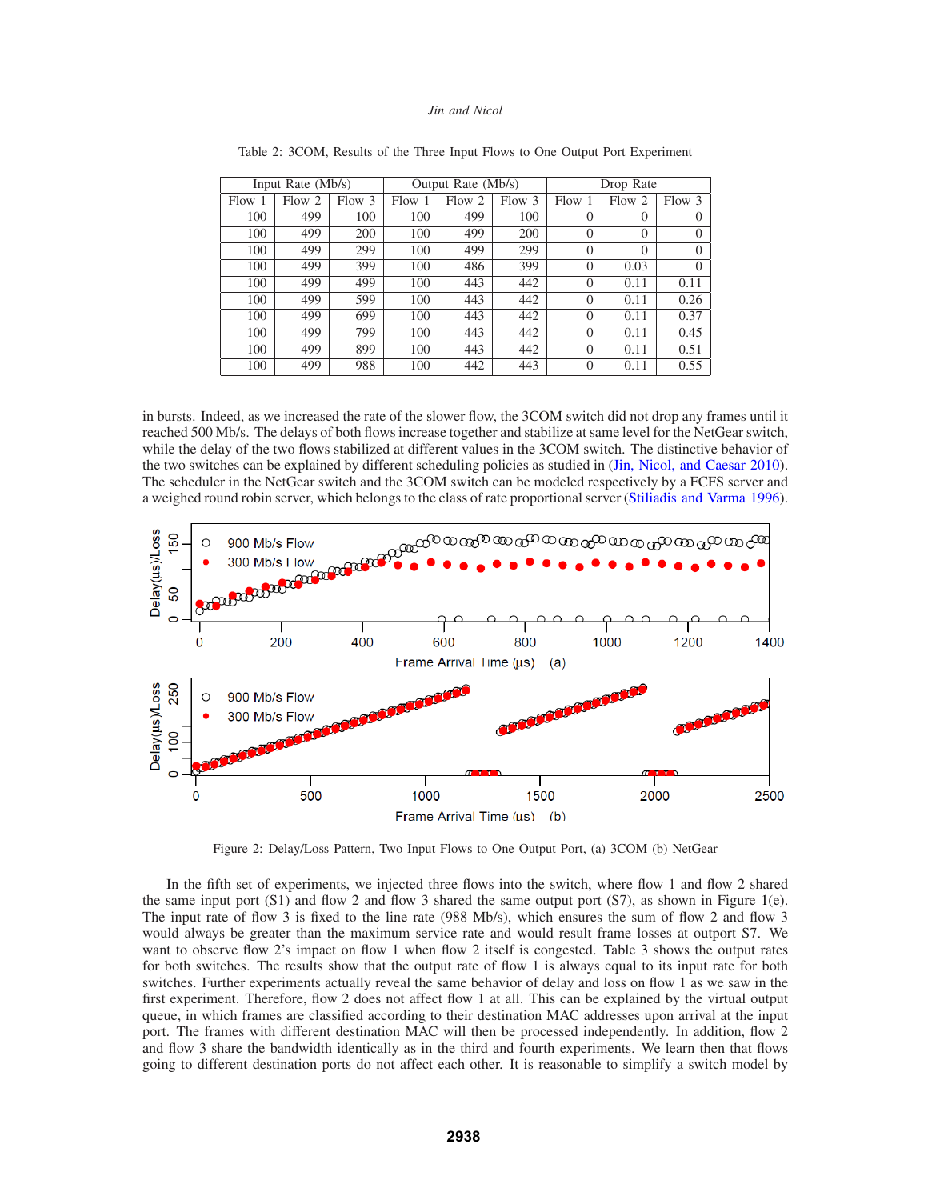Table 2: 3COM, Results of the Three Input Flows to One Output Port Experiment

| Input Rate (Mb/s) | | | Output Rate (Mb/s) | | | Drop Rate | | |
|---|---|---|---|---|---|---|---|---|
| Flow 1 | Flow 2 | Flow 3 | Flow 1 | Flow 2 | Flow 3 | Flow 1 | Flow 2 | Flow 3 |
| 100 | 499 | 100 | 100 | 499 | 100 | 0 | 0 | 0 |
| 100 | 499 | 200 | 100 | 499 | 200 | 0 | 0 | 0 |
| 100 | 499 | 299 | 100 | 499 | 299 | 0 | 0 | 0 |
| 100 | 499 | 399 | 100 | 486 | 399 | 0 | 0.03 | 0 |
| 100 | 499 | 499 | 100 | 443 | 442 | 0 | 0.11 | 0.11 |
| 100 | 499 | 599 | 100 | 443 | 442 | 0 | 0.11 | 0.26 |
| 100 | 499 | 699 | 100 | 443 | 442 | 0 | 0.11 | 0.37 |
| 100 | 499 | 799 | 100 | 443 | 442 | 0 | 0.11 | 0.45 |
| 100 | 499 | 899 | 100 | 443 | 442 | 0 | 0.11 | 0.51 |
| 100 | 499 | 988 | 100 | 442 | 443 | 0 | 0.11 | 0.55 |

in bursts. Indeed, as we increased the rate of the slower flow, the 3COM switch did not drop any frames until it reached 500 Mb/s. The delays of both flows increase together and stabilize at same level for the NetGear switch, while the delay of the two flows stabilized at different values in the 3COM switch. The distinctive behavior of the two switches can be explained by different scheduling policies as studied in (Jin, Nicol, and Caesar 2010). The scheduler in the NetGear switch and the 3COM switch can be modeled respectively by a FCFS server and a weighed round robin server, which belongs to the class of rate proportional server (Stiliadis and Varma 1996).

Figure 2: Delay/Loss Pattern, Two Input Flows to One Output Port, (a) 3COM (b) NetGear

In the fifth set of experiments, we injected three flows into the switch, where flow 1 and flow 2 shared the same input port (S1) and flow 2 and flow 3 shared the same output port (S7), as shown in Figure 1(e). The input rate of flow 3 is fixed to the line rate (988 Mb/s), which ensures the sum of flow 2 and flow 3 would always be greater than the maximum service rate and would result frame losses at outport S7. We want to observe flow 2's impact on flow 1 when flow 2 itself is congested. Table 3 shows the output rates for both switches. The results show that the output rate of flow 1 is always equal to its input rate for both switches. Further experiments actually reveal the same behavior of delay and loss on flow 1 as we saw in the first experiment. Therefore, flow 2 does not affect flow 1 at all. This can be explained by the virtual output queue, in which frames are classified according to their destination MAC addresses upon arrival at the input port. The frames with different destination MAC will then be processed independently. In addition, flow 2 and flow 3 share the bandwidth identically as in the third and fourth experiments. We learn then that flows going to different destination ports do not affect each other. It is reasonable to simplify a switch model by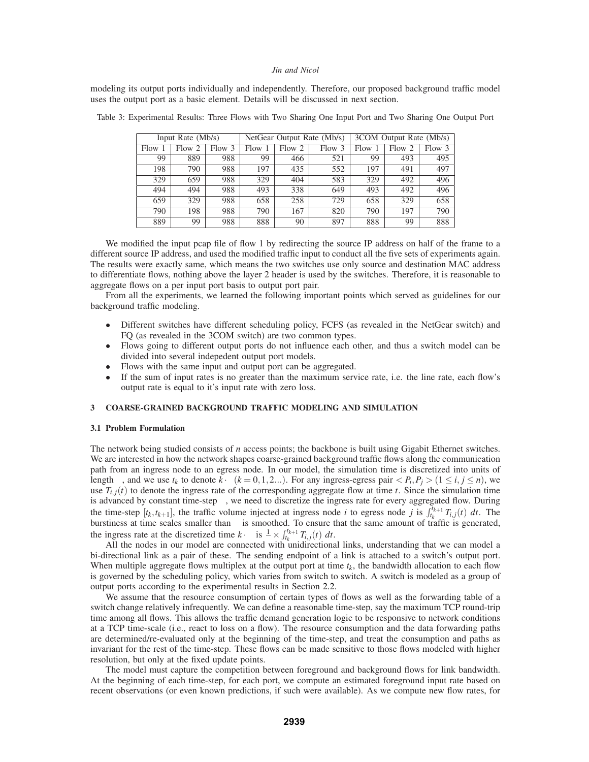modeling its output ports individually and independently. Therefore, our proposed background traffic model uses the output port as a basic element. Details will be discussed in next section.

Table 3: Experimental Results: Three Flows with Two Sharing One Input Port and Two Sharing One Output Port

| Input Rate (Mb/s) | | | NetGear Output Rate (Mb/s) | | | 3COM Output Rate (Mb/s) | | |
|---|---|---|---|---|---|---|---|---|
| Flow 1 | Flow 2 | Flow 3 | Flow 1 | Flow 2 | Flow 3 | Flow 1 | Flow 2 | Flow 3 |
| 99 | 889 | 988 | 99 | 466 | 521 | 99 | 493 | 495 |
| 198 | 790 | 988 | 197 | 435 | 552 | 197 | 491 | 497 |
| 329 | 659 | 988 | 329 | 404 | 583 | 329 | 492 | 496 |
| 494 | 494 | 988 | 493 | 338 | 649 | 493 | 492 | 496 |
| 659 | 329 | 988 | 658 | 258 | 729 | 658 | 329 | 658 |
| 790 | 198 | 988 | 790 | 167 | 820 | 790 | 197 | 790 |
| 889 | 99 | 988 | 888 | 90 | 897 | 888 | 99 | 888 |

We modified the input pcap file of flow 1 by redirecting the source IP address on half of the frame to a different source IP address, and used the modified traffic input to conduct all the five sets of experiments again. The results were exactly same, which means the two switches use only source and destination MAC address to differentiate flows, nothing above the layer 2 header is used by the switches. Therefore, it is reasonable to aggregate flows on a per input port basis to output port pair.

From all the experiments, we learned the following important points which served as guidelines for our background traffic modeling.

- Different switches have different scheduling policy, FCFS (as revealed in the NetGear switch) and FQ (as revealed in the 3COM switch) are two common types.
- Flows going to different output ports do not influence each other, and thus a switch model can be divided into several indepedent output port models.
- Flows with the same input and output port can be aggregated.
- If the sum of input rates is no greater than the maximum service rate, i.e. the line rate, each flow's output rate is equal to it's input rate with zero loss.

## 3 COARSE-GRAINED BACKGROUND TRAFFIC MODELING AND SIMULATION

### 3.1 Problem Formulation

The network being studied consists of $n$ access points; the backbone is built using Gigabit Ethernet switches. We are interested in how the network shapes coarse-grained background traffic flows along the communication path from an ingress node to an egress node. In our model, the simulation time is discretized into units of length $\Delta$, and we use $t_k$ to denote $k \cdot \Delta$ $(k = 0, 1, 2...)$. For any ingress-egress pair $< P_i, P_j >$ $(1 \leq i, j \leq n)$, we use $T_{i,j}(t)$ to denote the ingress rate of the corresponding aggregate flow at time $t$. Since the simulation time is advanced by constant time-step $\Delta$, we need to discretize the ingress rate for every aggregated flow. During the time-step $[t_k, t_{k+1}]$, the traffic volume injected at ingress node $i$ to egress node $j$ is $\int_{t_k}^{t_{k+1}} T_{i,j}(t)\ dt$. The burstiness at time scales smaller than $\Delta$ is smoothed. To ensure that the same amount of traffic is generated, the ingress rate at the discretized time $k \cdot \Delta$ is $\frac{1}{\Delta} \times \int_{t_k}^{t_{k+1}} T_{i,j}(t)\ dt$.

All the nodes in our model are connected with unidirectional links, understanding that we can model a bi-directional link as a pair of these. The sending endpoint of a link is attached to a switch's output port. When multiple aggregate flows multiplex at the output port at time $t_k$, the bandwidth allocation to each flow is governed by the scheduling policy, which varies from switch to switch. A switch is modeled as a group of output ports according to the experimental results in Section 2.2.

We assume that the resource consumption of certain types of flows as well as the forwarding table of a switch change relatively infrequently. We can define a reasonable time-step, say the maximum TCP round-trip time among all flows. This allows the traffic demand generation logic to be responsive to network conditions at a TCP time-scale (i.e., react to loss on a flow). The resource consumption and the data forwarding paths are determined/re-evaluated only at the beginning of the time-step, and treat the consumption and paths as invariant for the rest of the time-step. These flows can be made sensitive to those flows modeled with higher resolution, but only at the fixed update points.

The model must capture the competition between foreground and background flows for link bandwidth. At the beginning of each time-step, for each port, we compute an estimated foreground input rate based on recent observations (or even known predictions, if such were available). As we compute new flow rates, for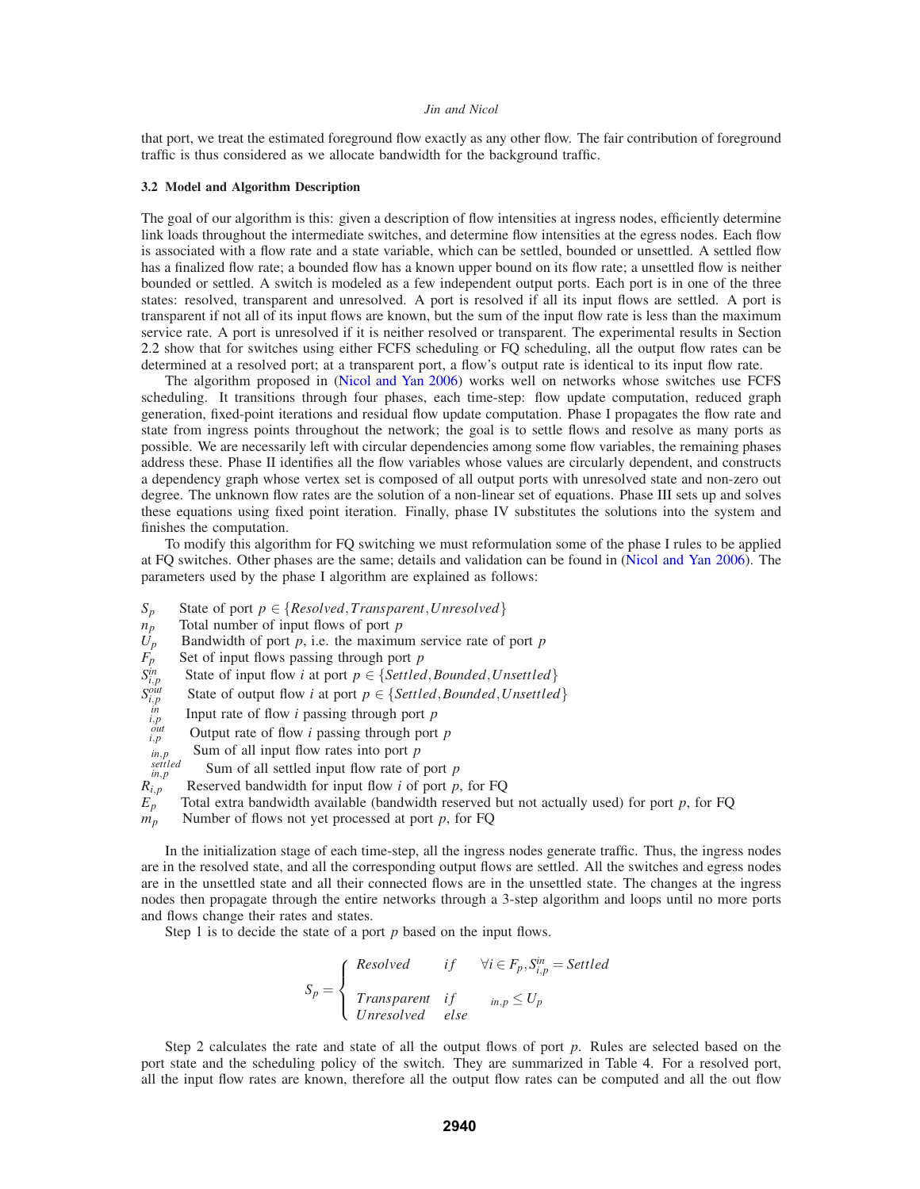that port, we treat the estimated foreground flow exactly as any other flow. The fair contribution of foreground traffic is thus considered as we allocate bandwidth for the background traffic.

### 3.2 Model and Algorithm Description

The goal of our algorithm is this: given a description of flow intensities at ingress nodes, efficiently determine link loads throughout the intermediate switches, and determine flow intensities at the egress nodes. Each flow is associated with a flow rate and a state variable, which can be settled, bounded or unsettled. A settled flow has a finalized flow rate; a bounded flow has a known upper bound on its flow rate; a unsettled flow is neither bounded or settled. A switch is modeled as a few independent output ports. Each port is in one of the three states: resolved, transparent and unresolved. A port is resolved if all its input flows are settled. A port is transparent if not all of its input flows are known, but the sum of the input flow rate is less than the maximum service rate. A port is unresolved if it is neither resolved or transparent. The experimental results in Section 2.2 show that for switches using either FCFS scheduling or FQ scheduling, all the output flow rates can be determined at a resolved port; at a transparent port, a flow's output rate is identical to its input flow rate.

The algorithm proposed in (Nicol and Yan 2006) works well on networks whose switches use FCFS scheduling. It transitions through four phases, each time-step: flow update computation, reduced graph generation, fixed-point iterations and residual flow update computation. Phase I propagates the flow rate and state from ingress points throughout the network; the goal is to settle flows and resolve as many ports as possible. We are necessarily left with circular dependencies among some flow variables, the remaining phases address these. Phase II identifies all the flow variables whose values are circularly dependent, and constructs a dependency graph whose vertex set is composed of all output ports with unresolved state and non-zero out degree. The unknown flow rates are the solution of a non-linear set of equations. Phase III sets up and solves these equations using fixed point iteration. Finally, phase IV substitutes the solutions into the system and finishes the computation.

To modify this algorithm for FQ switching we must reformulation some of the phase I rules to be applied at FQ switches. Other phases are the same; details and validation can be found in (Nicol and Yan 2006). The parameters used by the phase I algorithm are explained as follows:

- $S_p$ State of port $p \in \{Resolved, Transparent, Unresolved\}$
- $n_p$ Total number of input flows of port $p$
- $U_p$ Bandwidth of port $p$, i.e. the maximum service rate of port $p$
- $F_p$ Set of input flows passing through port $p$
- $S^{in}_{i,p}$ State of input flow $i$ at port $p \in \{Settled, Bounded, Unsettled\}$
- $S^{out}_{i,p}$ State of output flow $i$ at port $p \in \{Settled, Bounded, Unsettled\}$
- $\lambda^{in}_{i,p}$ Input rate of flow $i$ passing through port $p$
- $\lambda^{out}_{i,p}$ Output rate of flow $i$ passing through port $p$
- $\Lambda_{in,p}$ Sum of all input flow rates into port $p$
- $\Lambda^{settled}_{in,p}$ Sum of all settled input flow rate of port $p$
- $R_{i,p}$ Reserved bandwidth for input flow $i$ of port $p$, for FQ
- $E_p$ Total extra bandwidth available (bandwidth reserved but not actually used) for port $p$, for FQ
- $m_p$ Number of flows not yet processed at port $p$, for FQ

In the initialization stage of each time-step, all the ingress nodes generate traffic. Thus, the ingress nodes are in the resolved state, and all the corresponding output flows are settled. All the switches and egress nodes are in the unsettled state and all their connected flows are in the unsettled state. The changes at the ingress nodes then propagate through the entire networks through a 3-step algorithm and loops until no more ports and flows change their rates and states.

Step 1 is to decide the state of a port $p$ based on the input flows.

$$S_p = \begin{cases} Resolved & if \quad \forall i \in F_p, S^{in}_{i,p} = Settled \\ Transparent & if \quad \Lambda_{in,p} \le U_p \\ Unresolved & else \end{cases}$$

Step 2 calculates the rate and state of all the output flows of port $p$. Rules are selected based on the port state and the scheduling policy of the switch. They are summarized in Table 4. For a resolved port, all the input flow rates are known, therefore all the output flow rates can be computed and all the out flow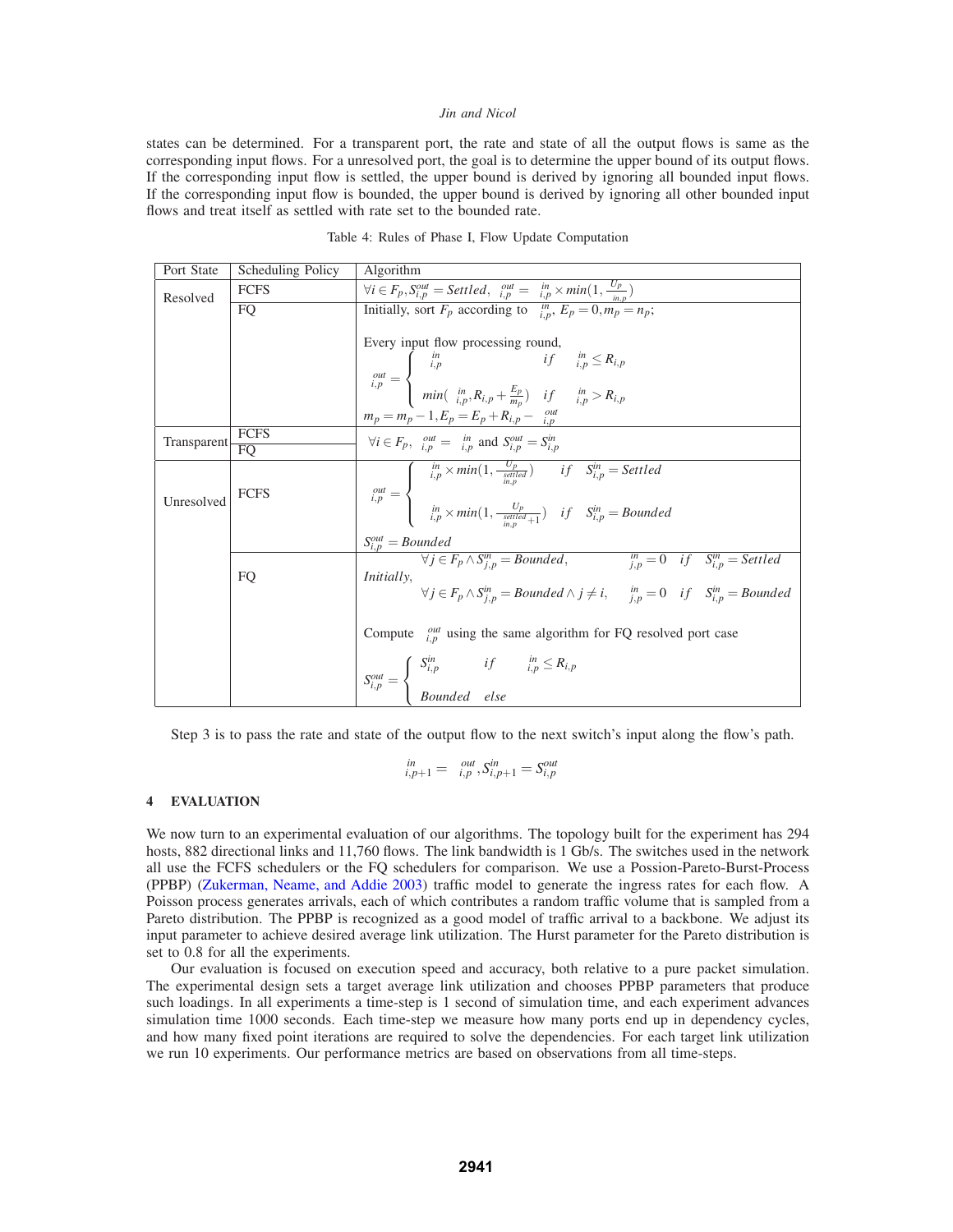states can be determined. For a transparent port, the rate and state of all the output flows is same as the corresponding input flows. For a unresolved port, the goal is to determine the upper bound of its output flows. If the corresponding input flow is settled, the upper bound is derived by ignoring all bounded input flows. If the corresponding input flow is bounded, the upper bound is derived by ignoring all other bounded input flows and treat itself as settled with rate set to the bounded rate.

Table 4: Rules of Phase I, Flow Update Computation

| Port State | Scheduling Policy | Algorithm |
|---|---|---|
| Resolved | FCFS | $\forall i \in F_p, S^{out}_{i,p} = Settled,\ {}^{out}_{i,p} = {}^{in}_{i,p} \times min(1, \frac{U_p}{{}_{in,p}})$ |
| | FQ | Initially, sort $F_p$ according to ${}^{in}_{i,p}$, $E_p = 0, m_p = n_p$;<br>Every input flow processing round,<br>${}^{out}_{i,p} = \begin{cases} {}^{in}_{i,p} & if \quad {}^{in}_{i,p} \le R_{i,p} \\ min({}^{in}_{i,p}, R_{i,p} + \frac{E_p}{m_p}) & if \quad {}^{in}_{i,p} > R_{i,p} \end{cases}$<br>$m_p = m_p - 1, E_p = E_p + R_{i,p} - {}^{out}_{i,p}$ |
| Transparent | FCFS | $\forall i \in F_p,\ {}^{out}_{i,p} = {}^{in}_{i,p}$ and $S^{out}_{i,p} = S^{in}_{i,p}$ |
| | FQ | |
| Unresolved | FCFS | ${}^{out}_{i,p} = \begin{cases} {}^{in}_{i,p} \times min(1, \frac{U_p}{{}^{settled}_{in,p}}) & if \quad S^{in}_{i,p} = Settled \\ {}^{in}_{i,p} \times min(1, \frac{U_p}{{}^{settled}_{in,p}+1}) & if \quad S^{in}_{i,p} = Bounded \end{cases}$<br>$S^{out}_{i,p} = Bounded$ |
| | FQ | Initially, $\forall j \in F_p \wedge S^{in}_{j,p} = Bounded,\ {}^{in}_{j,p} = 0 \quad if \quad S^{in}_{i,p} = Settled$<br>$\forall j \in F_p \wedge S^{in}_{j,p} = Bounded \wedge j \neq i,\ {}^{in}_{j,p} = 0 \quad if \quad S^{in}_{i,p} = Bounded$<br>Compute ${}^{out}_{i,p}$ using the same algorithm for FQ resolved port case<br>$S^{out}_{i,p} = \begin{cases} S^{in}_{i,p} & if \quad {}^{in}_{i,p} \le R_{i,p} \\ Bounded & else \end{cases}$ |

Step 3 is to pass the rate and state of the output flow to the next switch's input along the flow's path.

$${}^{in}_{i,p+1} = {}^{out}_{i,p}, S^{in}_{i,p+1} = S^{out}_{i,p}$$

## 4 EVALUATION

We now turn to an experimental evaluation of our algorithms. The topology built for the experiment has 294 hosts, 882 directional links and 11,760 flows. The link bandwidth is 1 Gb/s. The switches used in the network all use the FCFS schedulers or the FQ schedulers for comparison. We use a Possion-Pareto-Burst-Process (PPBP) (Zukerman, Neame, and Addie 2003) traffic model to generate the ingress rates for each flow. A Poisson process generates arrivals, each of which contributes a random traffic volume that is sampled from a Pareto distribution. The PPBP is recognized as a good model of traffic arrival to a backbone. We adjust its input parameter to achieve desired average link utilization. The Hurst parameter for the Pareto distribution is set to 0.8 for all the experiments.

Our evaluation is focused on execution speed and accuracy, both relative to a pure packet simulation. The experimental design sets a target average link utilization and chooses PPBP parameters that produce such loadings. In all experiments a time-step is 1 second of simulation time, and each experiment advances simulation time 1000 seconds. Each time-step we measure how many ports end up in dependency cycles, and how many fixed point iterations are required to solve the dependencies. For each target link utilization we run 10 experiments. Our performance metrics are based on observations from all time-steps.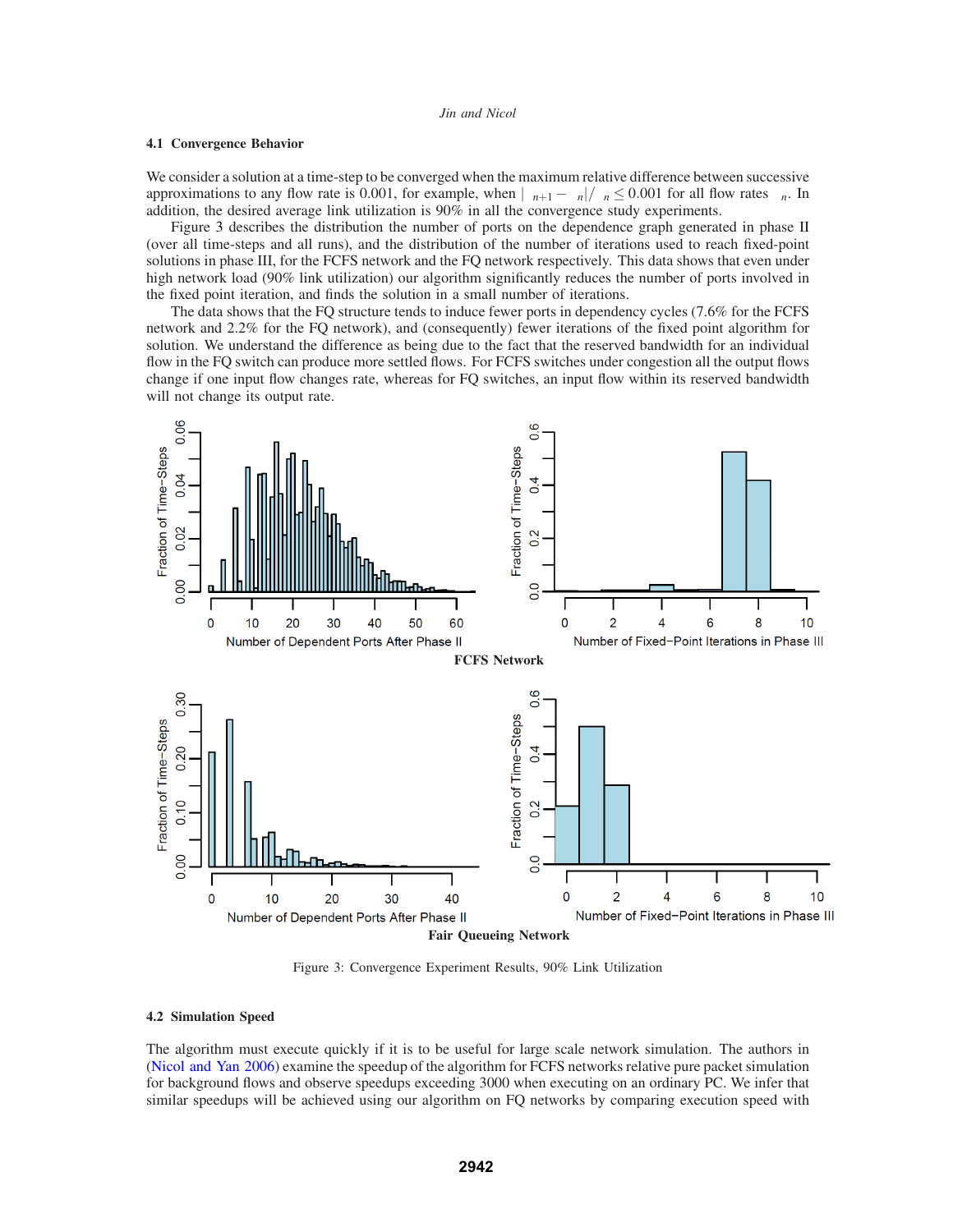### 4.1 Convergence Behavior

We consider a solution at a time-step to be converged when the maximum relative difference between successive approximations to any flow rate is 0.001, for example, when $|\ _{n+1} - \ _n| / \ _n \leq 0.001$ for all flow rates $\ _n$. In addition, the desired average link utilization is 90% in all the convergence study experiments.

Figure 3 describes the distribution the number of ports on the dependence graph generated in phase II (over all time-steps and all runs), and the distribution of the number of iterations used to reach fixed-point solutions in phase III, for the FCFS network and the FQ network respectively. This data shows that even under high network load (90% link utilization) our algorithm significantly reduces the number of ports involved in the fixed point iteration, and finds the solution in a small number of iterations.

The data shows that the FQ structure tends to induce fewer ports in dependency cycles (7.6% for the FCFS network and 2.2% for the FQ network), and (consequently) fewer iterations of the fixed point algorithm for solution. We understand the difference as being due to the fact that the reserved bandwidth for an individual flow in the FQ switch can produce more settled flows. For FCFS switches under congestion all the output flows change if one input flow changes rate, whereas for FQ switches, an input flow within its reserved bandwidth will not change its output rate.

**FCFS Network**

**Fair Queueing Network**

Figure 3: Convergence Experiment Results, 90% Link Utilization

### 4.2 Simulation Speed

The algorithm must execute quickly if it is to be useful for large scale network simulation. The authors in (Nicol and Yan 2006) examine the speedup of the algorithm for FCFS networks relative pure packet simulation for background flows and observe speedups exceeding 3000 when executing on an ordinary PC. We infer that similar speedups will be achieved using our algorithm on FQ networks by comparing execution speed with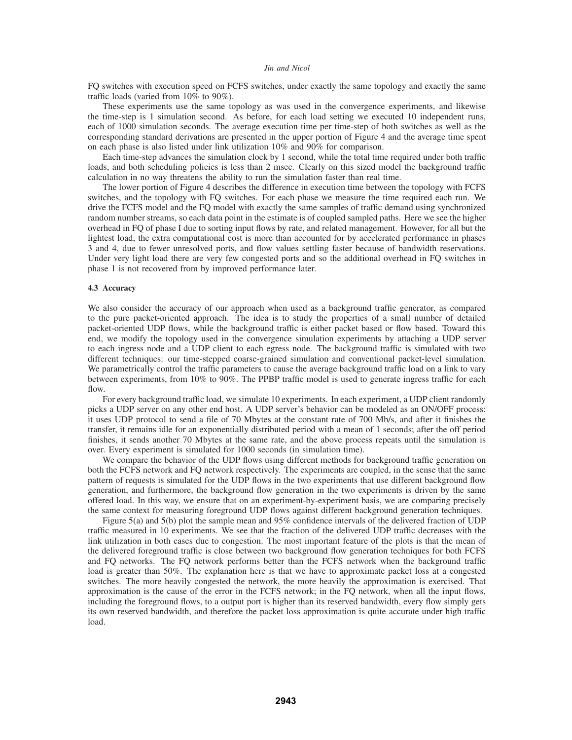FQ switches with execution speed on FCFS switches, under exactly the same topology and exactly the same traffic loads (varied from 10% to 90%).

These experiments use the same topology as was used in the convergence experiments, and likewise the time-step is 1 simulation second. As before, for each load setting we executed 10 independent runs, each of 1000 simulation seconds. The average execution time per time-step of both switches as well as the corresponding standard derivations are presented in the upper portion of Figure 4 and the average time spent on each phase is also listed under link utilization 10% and 90% for comparison.

Each time-step advances the simulation clock by 1 second, while the total time required under both traffic loads, and both scheduling policies is less than 2 msec. Clearly on this sized model the background traffic calculation in no way threatens the ability to run the simulation faster than real time.

The lower portion of Figure 4 describes the difference in execution time between the topology with FCFS switches, and the topology with FQ switches. For each phase we measure the time required each run. We drive the FCFS model and the FQ model with exactly the same samples of traffic demand using synchronized random number streams, so each data point in the estimate is of coupled sampled paths. Here we see the higher overhead in FQ of phase I due to sorting input flows by rate, and related management. However, for all but the lightest load, the extra computational cost is more than accounted for by accelerated performance in phases 3 and 4, due to fewer unresolved ports, and flow values settling faster because of bandwidth reservations. Under very light load there are very few congested ports and so the additional overhead in FQ switches in phase 1 is not recovered from by improved performance later.

### 4.3 Accuracy

We also consider the accuracy of our approach when used as a background traffic generator, as compared to the pure packet-oriented approach. The idea is to study the properties of a small number of detailed packet-oriented UDP flows, while the background traffic is either packet based or flow based. Toward this end, we modify the topology used in the convergence simulation experiments by attaching a UDP server to each ingress node and a UDP client to each egress node. The background traffic is simulated with two different techniques: our time-stepped coarse-grained simulation and conventional packet-level simulation. We parametrically control the traffic parameters to cause the average background traffic load on a link to vary between experiments, from 10% to 90%. The PPBP traffic model is used to generate ingress traffic for each flow.

For every background traffic load, we simulate 10 experiments. In each experiment, a UDP client randomly picks a UDP server on any other end host. A UDP server's behavior can be modeled as an ON/OFF process: it uses UDP protocol to send a file of 70 Mbytes at the constant rate of 700 Mb/s, and after it finishes the transfer, it remains idle for an exponentially distributed period with a mean of 1 seconds; after the off period finishes, it sends another 70 Mbytes at the same rate, and the above process repeats until the simulation is over. Every experiment is simulated for 1000 seconds (in simulation time).

We compare the behavior of the UDP flows using different methods for background traffic generation on both the FCFS network and FQ network respectively. The experiments are coupled, in the sense that the same pattern of requests is simulated for the UDP flows in the two experiments that use different background flow generation, and furthermore, the background flow generation in the two experiments is driven by the same offered load. In this way, we ensure that on an experiment-by-experiment basis, we are comparing precisely the same context for measuring foreground UDP flows against different background generation techniques.

Figure 5(a) and 5(b) plot the sample mean and 95% confidence intervals of the delivered fraction of UDP traffic measured in 10 experiments. We see that the fraction of the delivered UDP traffic decreases with the link utilization in both cases due to congestion. The most important feature of the plots is that the mean of the delivered foreground traffic is close between two background flow generation techniques for both FCFS and FQ networks. The FQ network performs better than the FCFS network when the background traffic load is greater than 50%. The explanation here is that we have to approximate packet loss at a congested switches. The more heavily congested the network, the more heavily the approximation is exercised. That approximation is the cause of the error in the FCFS network; in the FQ network, when all the input flows, including the foreground flows, to a output port is higher than its reserved bandwidth, every flow simply gets its own reserved bandwidth, and therefore the packet loss approximation is quite accurate under high traffic load.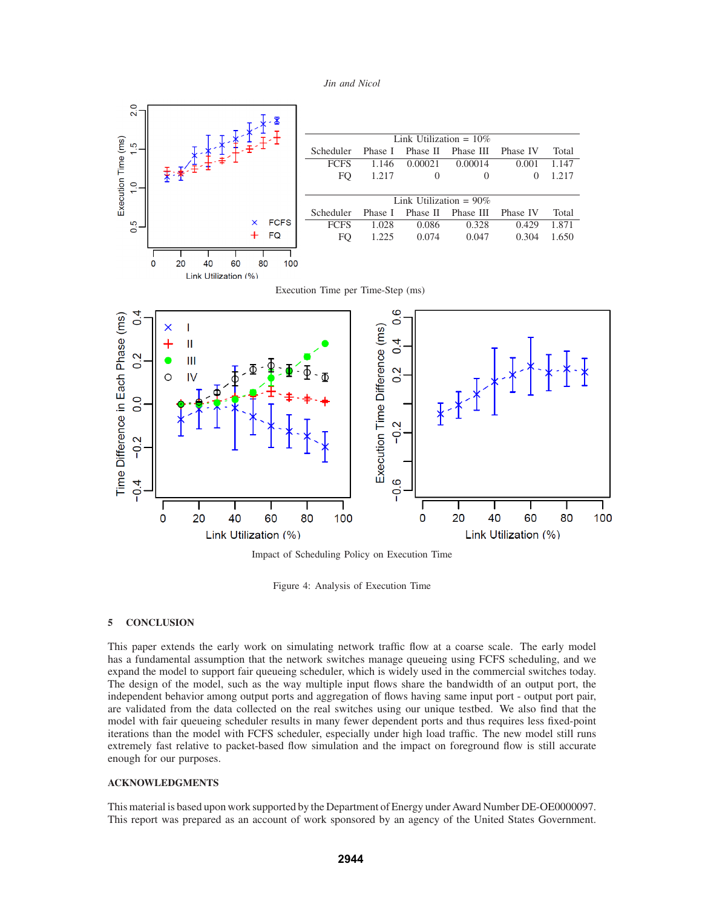| Link Utilization = 10% | | | | | |
|---|---|---|---|---|---|
| Scheduler | Phase I | Phase II | Phase III | Phase IV | Total |
| FCFS | 1.146 | 0.00021 | 0.00014 | 0.001 | 1.147 |
| FQ | 1.217 | 0 | 0 | 0 | 1.217 |

| Link Utilization = 90% | | | | | |
|---|---|---|---|---|---|
| Scheduler | Phase I | Phase II | Phase III | Phase IV | Total |
| FCFS | 1.028 | 0.086 | 0.328 | 0.429 | 1.871 |
| FQ | 1.225 | 0.074 | 0.047 | 0.304 | 1.650 |

Execution Time per Time-Step (ms)

Impact of Scheduling Policy on Execution Time

Figure 4: Analysis of Execution Time

## 5 CONCLUSION

This paper extends the early work on simulating network traffic flow at a coarse scale. The early model has a fundamental assumption that the network switches manage queueing using FCFS scheduling, and we expand the model to support fair queueing scheduler, which is widely used in the commercial switches today. The design of the model, such as the way multiple input flows share the bandwidth of an output port, the independent behavior among output ports and aggregation of flows having same input port - output port pair, are validated from the data collected on the real switches using our unique testbed. We also find that the model with fair queueing scheduler results in many fewer dependent ports and thus requires less fixed-point iterations than the model with FCFS scheduler, especially under high load traffic. The new model still runs extremely fast relative to packet-based flow simulation and the impact on foreground flow is still accurate enough for our purposes.

## ACKNOWLEDGMENTS

This material is based upon work supported by the Department of Energy under Award Number DE-OE0000097. This report was prepared as an account of work sponsored by an agency of the United States Government.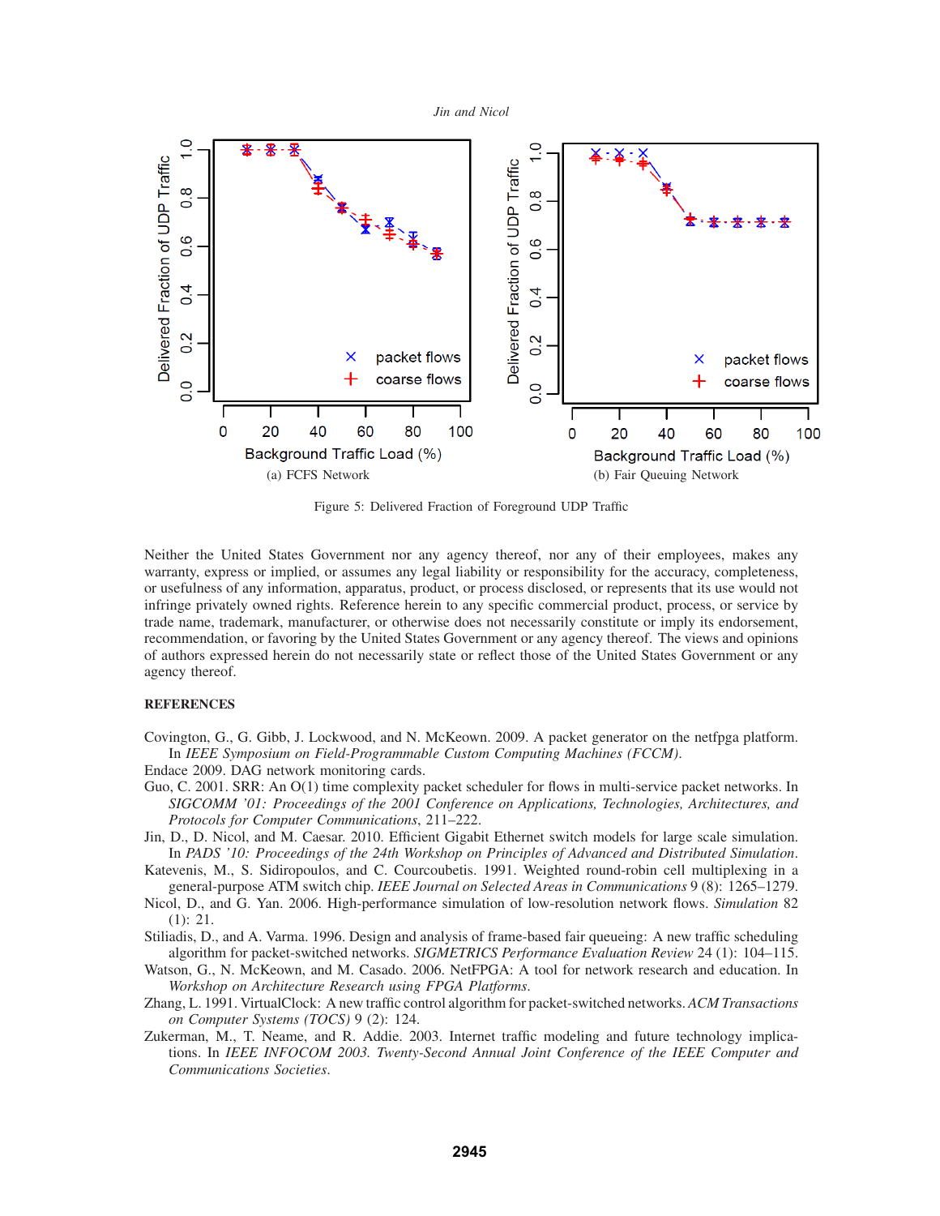(a) FCFS Network

(b) Fair Queuing Network

Figure 5: Delivered Fraction of Foreground UDP Traffic

Neither the United States Government nor any agency thereof, nor any of their employees, makes any warranty, express or implied, or assumes any legal liability or responsibility for the accuracy, completeness, or usefulness of any information, apparatus, product, or process disclosed, or represents that its use would not infringe privately owned rights. Reference herein to any specific commercial product, process, or service by trade name, trademark, manufacturer, or otherwise does not necessarily constitute or imply its endorsement, recommendation, or favoring by the United States Government or any agency thereof. The views and opinions of authors expressed herein do not necessarily state or reflect those of the United States Government or any agency thereof.

## REFERENCES

Covington, G., G. Gibb, J. Lockwood, and N. McKeown. 2009. A packet generator on the netfpga platform. In *IEEE Symposium on Field-Programmable Custom Computing Machines (FCCM)*.

Endace 2009. DAG network monitoring cards.

Guo, C. 2001. SRR: An O(1) time complexity packet scheduler for flows in multi-service packet networks. In *SIGCOMM '01: Proceedings of the 2001 Conference on Applications, Technologies, Architectures, and Protocols for Computer Communications*, 211–222.

Jin, D., D. Nicol, and M. Caesar. 2010. Efficient Gigabit Ethernet switch models for large scale simulation. In *PADS '10: Proceedings of the 24th Workshop on Principles of Advanced and Distributed Simulation*.

Katevenis, M., S. Sidiropoulos, and C. Courcoubetis. 1991. Weighted round-robin cell multiplexing in a general-purpose ATM switch chip. *IEEE Journal on Selected Areas in Communications* 9 (8): 1265–1279.

Nicol, D., and G. Yan. 2006. High-performance simulation of low-resolution network flows. *Simulation* 82 (1): 21.

Stiliadis, D., and A. Varma. 1996. Design and analysis of frame-based fair queueing: A new traffic scheduling algorithm for packet-switched networks. *SIGMETRICS Performance Evaluation Review* 24 (1): 104–115.

Watson, G., N. McKeown, and M. Casado. 2006. NetFPGA: A tool for network research and education. In *Workshop on Architecture Research using FPGA Platforms*.

Zhang, L. 1991. VirtualClock: A new traffic control algorithm for packet-switched networks. *ACM Transactions on Computer Systems (TOCS)* 9 (2): 124.

Zukerman, M., T. Neame, and R. Addie. 2003. Internet traffic modeling and future technology implications. In *IEEE INFOCOM 2003. Twenty-Second Annual Joint Conference of the IEEE Computer and Communications Societies*.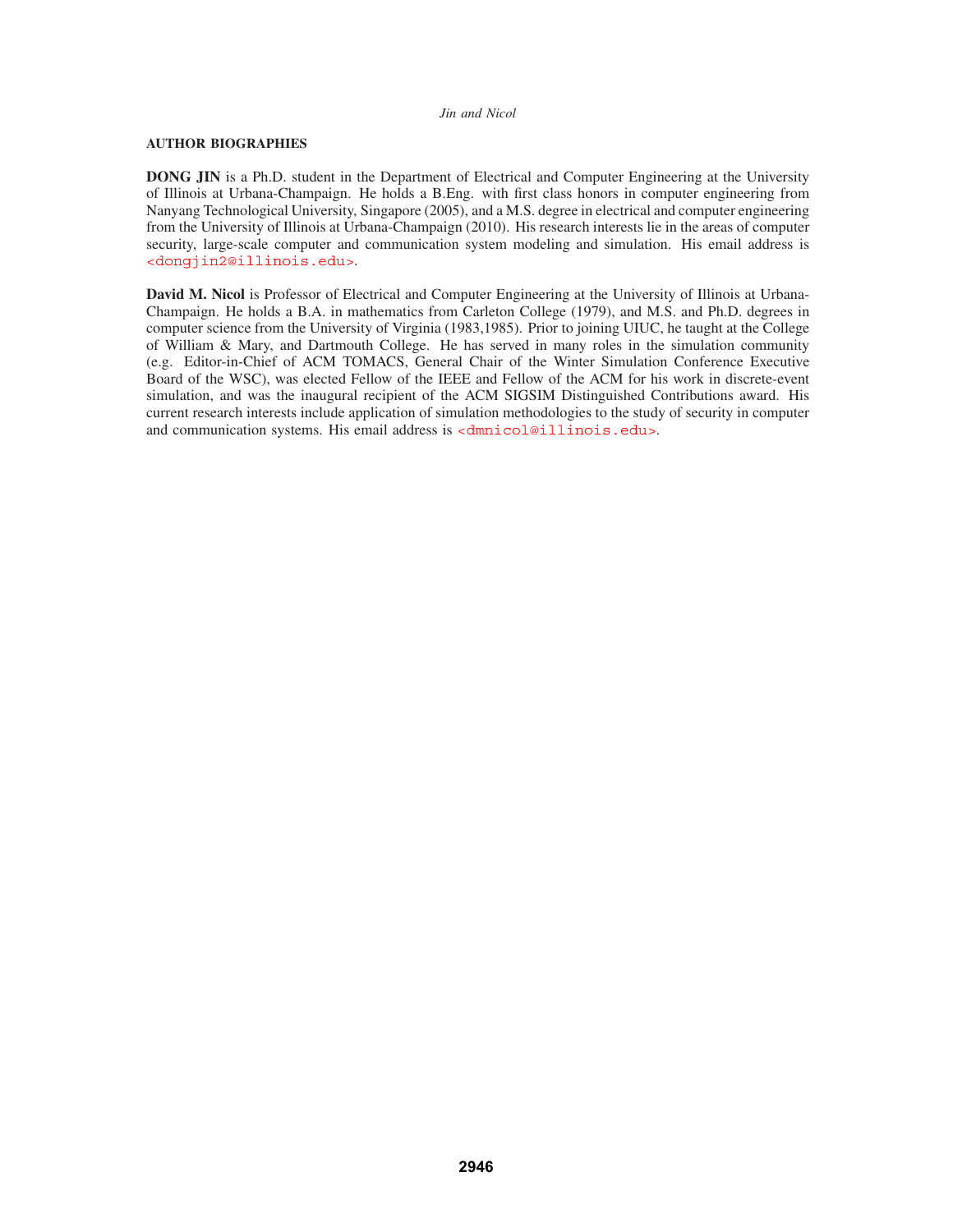## AUTHOR BIOGRAPHIES

**DONG JIN** is a Ph.D. student in the Department of Electrical and Computer Engineering at the University of Illinois at Urbana-Champaign. He holds a B.Eng. with first class honors in computer engineering from Nanyang Technological University, Singapore (2005), and a M.S. degree in electrical and computer engineering from the University of Illinois at Urbana-Champaign (2010). His research interests lie in the areas of computer security, large-scale computer and communication system modeling and simulation. His email address is <dongjin2@illinois.edu>.

**David M. Nicol** is Professor of Electrical and Computer Engineering at the University of Illinois at Urbana-Champaign. He holds a B.A. in mathematics from Carleton College (1979), and M.S. and Ph.D. degrees in computer science from the University of Virginia (1983,1985). Prior to joining UIUC, he taught at the College of William & Mary, and Dartmouth College. He has served in many roles in the simulation community (e.g. Editor-in-Chief of ACM TOMACS, General Chair of the Winter Simulation Conference Executive Board of the WSC), was elected Fellow of the IEEE and Fellow of the ACM for his work in discrete-event simulation, and was the inaugural recipient of the ACM SIGSIM Distinguished Contributions award. His current research interests include application of simulation methodologies to the study of security in computer and communication systems. His email address is <dmnicol@illinois.edu>.